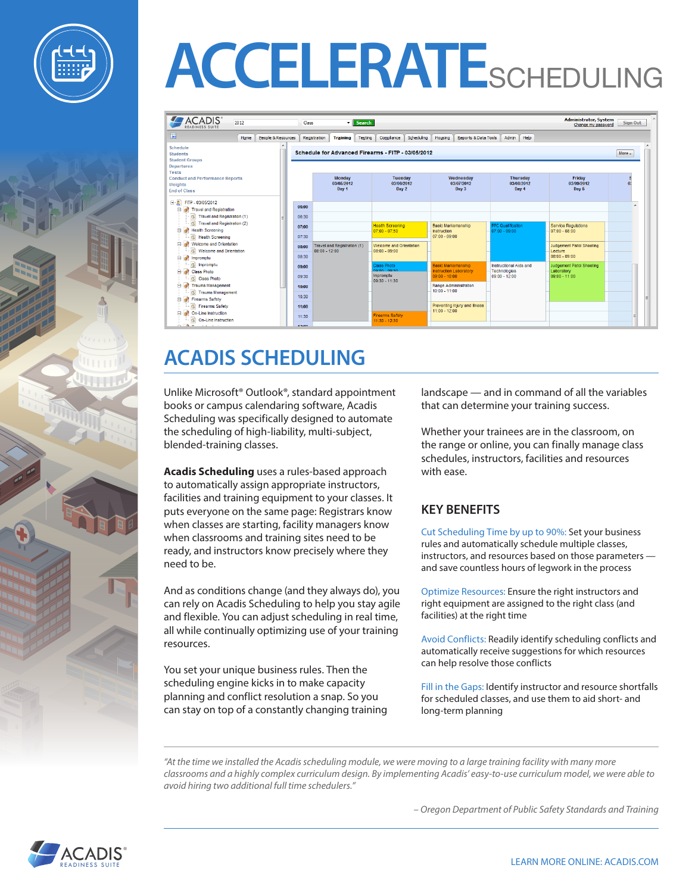# ACCELERATE SCHEDULING

## ACADIS SCHEDULING

Unlike Microsoft® Outlook®, standard appointment books or campus calendaring software, Acadis Scheduling was specifically designed to automate the scheduling of high-liability, multi-subject, blended-training classes.

**Acadis Scheduling** uses a rules-based approach to automatically assign appropriate instructors, facilities and training equipment to your classes. It puts everyone on the same page: Registrars know when classes are starting, facility managers know when classrooms and training sites need to be ready, and instructors know precisely where they need to be.

And as conditions change (and they always do), you can rely on Acadis Scheduling to help you stay agile and flexible. You can adjust scheduling in real time, all while continually optimizing use of your training resources.

You set your unique business rules. Then the scheduling engine kicks in to make capacity planning and conflict resolution a snap. So you can stay on top of a constantly changing training landscape — and in command of all the variables that can determine your training success.

Whether your trainees are in the classroom, on the range or online, you can finally manage class schedules, instructors, facilities and resources with ease.

### KEY BENEFITS

Cut Scheduling Time by up to 90%: Set your business rules and automatically schedule multiple classes, instructors, and resources based on those parameters — and save countless hours of legwork in the process

Optimize Resources: Ensure the right instructors and right equipment are assigned to the right class (and facilities) at the right time

Avoid Conflicts: Readily identify scheduling conflicts and automatically receive suggestions for which resources can help resolve those conflicts

Fill in the Gaps: Identify instructor and resource shortfalls for scheduled classes, and use them to aid short- and long-term planning

*"At the time we installed the Acadis scheduling module, we were moving to a large training facility with many more classrooms and a highly complex curriculum design. By implementing Acadis' easy-to-use curriculum model, we were able to avoid hiring two additional full time schedulers."*

*– Oregon Department of Public Safety Standards and Training*

ACADIS® READINESS SUITE

LEARN MORE ONLINE: ACADIS.COM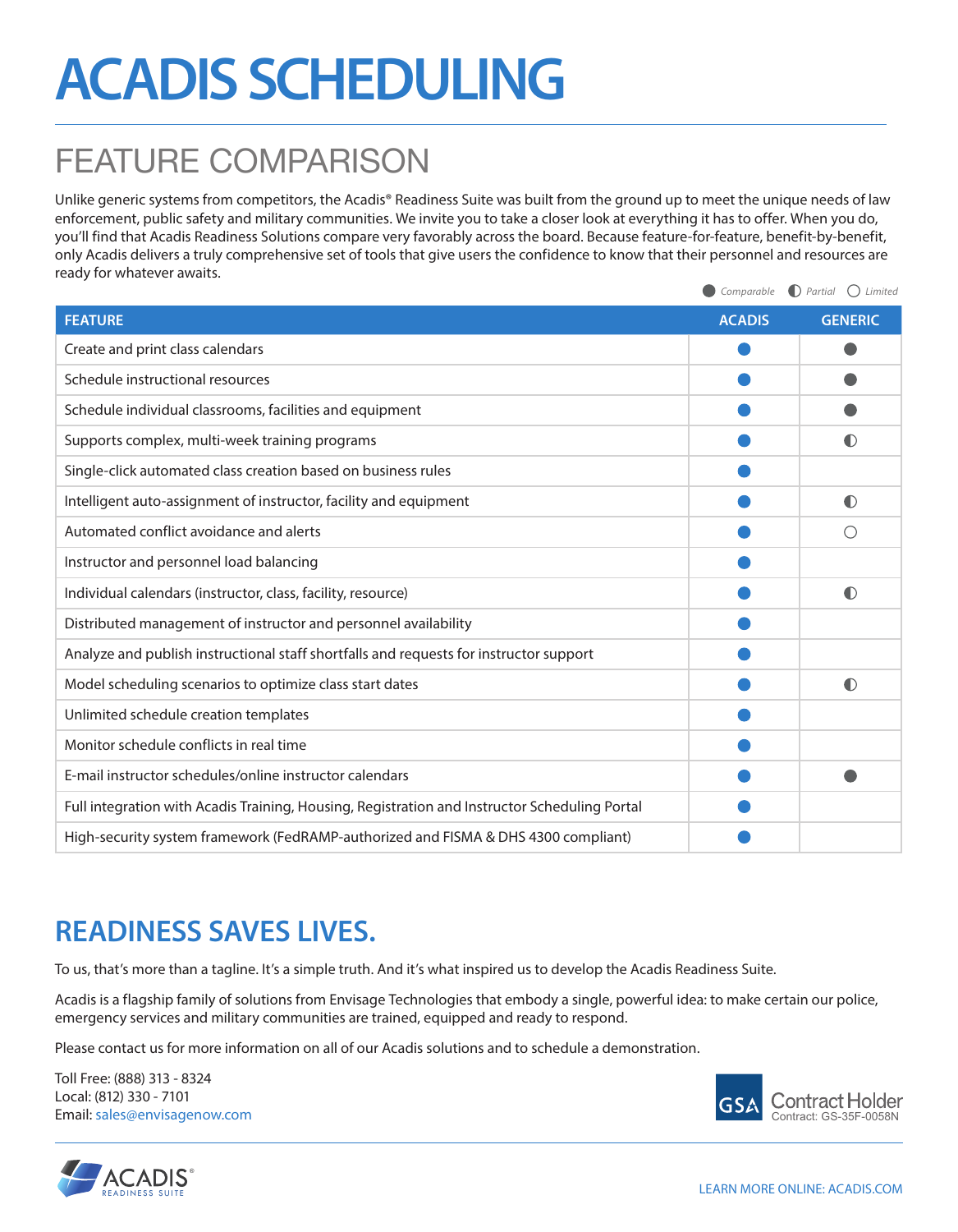# ACADIS SCHEDULING

## FEATURE COMPARISON

Unlike generic systems from competitors, the Acadis® Readiness Suite was built from the ground up to meet the unique needs of law enforcement, public safety and military communities. We invite you to take a closer look at everything it has to offer. When you do, you'll find that Acadis Readiness Solutions compare very favorably across the board. Because feature-for-feature, benefit-by-benefit, only Acadis delivers a truly comprehensive set of tools that give users the confidence to know that their personnel and resources are ready for whatever awaits.

● Comparable ◐ Partial ○ Limited

| FEATURE | ACADIS | GENERIC |
|---|---|---|
| Create and print class calendars | ● | ● |
| Schedule instructional resources | ● | ● |
| Schedule individual classrooms, facilities and equipment | ● | ● |
| Supports complex, multi-week training programs | ● | ◐ |
| Single-click automated class creation based on business rules | ● | |
| Intelligent auto-assignment of instructor, facility and equipment | ● | ◐ |
| Automated conflict avoidance and alerts | ● | ○ |
| Instructor and personnel load balancing | ● | |
| Individual calendars (instructor, class, facility, resource) | ● | ◐ |
| Distributed management of instructor and personnel availability | ● | |
| Analyze and publish instructional staff shortfalls and requests for instructor support | ● | |
| Model scheduling scenarios to optimize class start dates | ● | ◐ |
| Unlimited schedule creation templates | ● | |
| Monitor schedule conflicts in real time | ● | |
| E-mail instructor schedules/online instructor calendars | ● | ● |
| Full integration with Acadis Training, Housing, Registration and Instructor Scheduling Portal | ● | |
| High-security system framework (FedRAMP-authorized and FISMA & DHS 4300 compliant) | ● | |

## READINESS SAVES LIVES.

To us, that's more than a tagline. It's a simple truth. And it's what inspired us to develop the Acadis Readiness Suite.

Acadis is a flagship family of solutions from Envisage Technologies that embody a single, powerful idea: to make certain our police, emergency services and military communities are trained, equipped and ready to respond.

Please contact us for more information on all of our Acadis solutions and to schedule a demonstration.

Toll Free: (888) 313 - 8324
Local: (812) 330 - 7101
Email: sales@envisagenow.com

GSA Contract Holder
Contract: GS-35F-0058N

ACADIS® READINESS SUITE

LEARN MORE ONLINE: ACADIS.COM